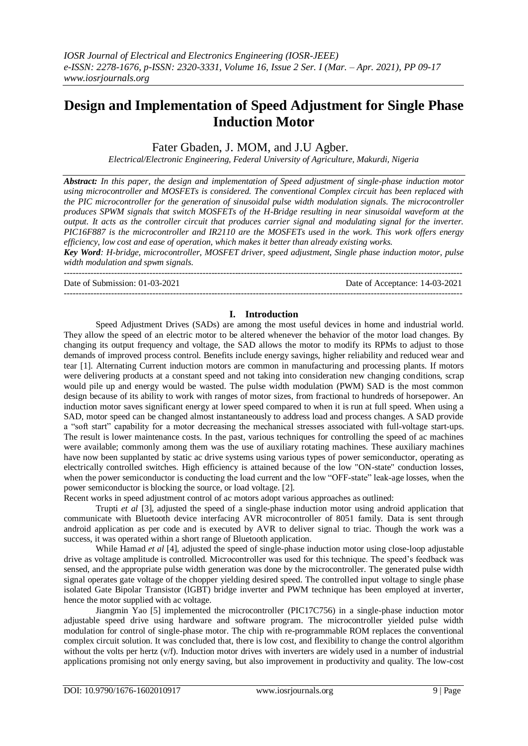# Design and Implementation of Speed Adjustment for Single Phase Induction Motor

Fater Gbaden, J. MOM, and J.U Agber.

*Electrical/Electronic Engineering, Federal University of Agriculture, Makurdi, Nigeria*

***Abstract:*** *In this paper, the design and implementation of Speed adjustment of single-phase induction motor using microcontroller and MOSFETs is considered. The conventional Complex circuit has been replaced with the PIC microcontroller for the generation of sinusoidal pulse width modulation signals. The microcontroller produces SPWM signals that switch MOSFETs of the H-Bridge resulting in near sinusoidal waveform at the output. It acts as the controller circuit that produces carrier signal and modulating signal for the inverter. PIC16F887 is the microcontroller and IR2110 are the MOSFETs used in the work. This work offers energy efficiency, low cost and ease of operation, which makes it better than already existing works.*

***Key Word****: H-bridge, microcontroller, MOSFET driver, speed adjustment, Single phase induction motor, pulse width modulation and spwm signals.*

---

Date of Submission: 01-03-2021 | Date of Acceptance: 14-03-2021

---

## I. Introduction

Speed Adjustment Drives (SADs) are among the most useful devices in home and industrial world. They allow the speed of an electric motor to be altered whenever the behavior of the motor load changes. By changing its output frequency and voltage, the SAD allows the motor to modify its RPMs to adjust to those demands of improved process control. Benefits include energy savings, higher reliability and reduced wear and tear [1]. Alternating Current induction motors are common in manufacturing and processing plants. If motors were delivering products at a constant speed and not taking into consideration new changing conditions, scrap would pile up and energy would be wasted. The pulse width modulation (PWM) SAD is the most common design because of its ability to work with ranges of motor sizes, from fractional to hundreds of horsepower. An induction motor saves significant energy at lower speed compared to when it is run at full speed. When using a SAD, motor speed can be changed almost instantaneously to address load and process changes. A SAD provide a "soft start" capability for a motor decreasing the mechanical stresses associated with full-voltage start-ups. The result is lower maintenance costs. In the past, various techniques for controlling the speed of ac machines were available; commonly among them was the use of auxiliary rotating machines. These auxiliary machines have now been supplanted by static ac drive systems using various types of power semiconductor, operating as electrically controlled switches. High efficiency is attained because of the low "ON-state" conduction losses, when the power semiconductor is conducting the load current and the low "OFF-state" leak-age losses, when the power semiconductor is blocking the source, or load voltage. [2].

Recent works in speed adjustment control of ac motors adopt various approaches as outlined:

Trupti *et al* [3], adjusted the speed of a single-phase induction motor using android application that communicate with Bluetooth device interfacing AVR microcontroller of 8051 family. Data is sent through android application as per code and is executed by AVR to deliver signal to triac. Though the work was a success, it was operated within a short range of Bluetooth application.

While Hamad *et al* [4], adjusted the speed of single-phase induction motor using close-loop adjustable drive as voltage amplitude is controlled. Microcontroller was used for this technique. The speed's feedback was sensed, and the appropriate pulse width generation was done by the microcontroller. The generated pulse width signal operates gate voltage of the chopper yielding desired speed. The controlled input voltage to single phase isolated Gate Bipolar Transistor (lGBT) bridge inverter and PWM technique has been employed at inverter, hence the motor supplied with ac voltage.

Jiangmin Yao [5] implemented the microcontroller (PIC17C756) in a single-phase induction motor adjustable speed drive using hardware and software program. The microcontroller yielded pulse width modulation for control of single-phase motor. The chip with re-programmable ROM replaces the conventional complex circuit solution. It was concluded that, there is low cost, and flexibility to change the control algorithm without the volts per hertz (v/f). Induction motor drives with inverters are widely used in a number of industrial applications promising not only energy saving, but also improvement in productivity and quality. The low-cost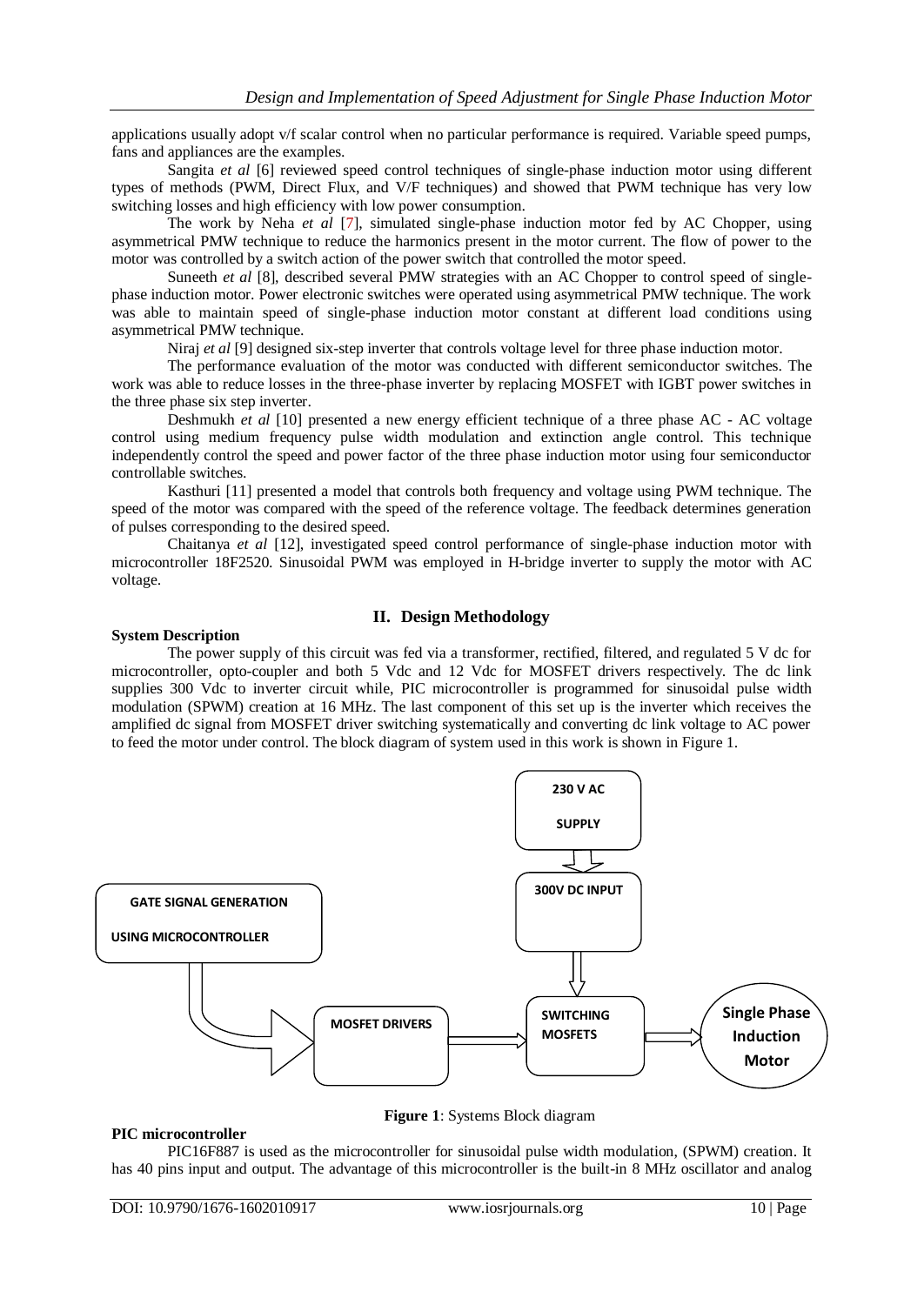applications usually adopt v/f scalar control when no particular performance is required. Variable speed pumps, fans and appliances are the examples.

Sangita *et al* [6] reviewed speed control techniques of single-phase induction motor using different types of methods (PWM, Direct Flux, and V/F techniques) and showed that PWM technique has very low switching losses and high efficiency with low power consumption.

The work by Neha *et al* [7], simulated single-phase induction motor fed by AC Chopper, using asymmetrical PMW technique to reduce the harmonics present in the motor current. The flow of power to the motor was controlled by a switch action of the power switch that controlled the motor speed.

Suneeth *et al* [8], described several PMW strategies with an AC Chopper to control speed of single-phase induction motor. Power electronic switches were operated using asymmetrical PMW technique. The work was able to maintain speed of single-phase induction motor constant at different load conditions using asymmetrical PMW technique.

Niraj *et al* [9] designed six-step inverter that controls voltage level for three phase induction motor.

The performance evaluation of the motor was conducted with different semiconductor switches. The work was able to reduce losses in the three-phase inverter by replacing MOSFET with IGBT power switches in the three phase six step inverter.

Deshmukh *et al* [10] presented a new energy efficient technique of a three phase AC - AC voltage control using medium frequency pulse width modulation and extinction angle control. This technique independently control the speed and power factor of the three phase induction motor using four semiconductor controllable switches.

Kasthuri [11] presented a model that controls both frequency and voltage using PWM technique. The speed of the motor was compared with the speed of the reference voltage. The feedback determines generation of pulses corresponding to the desired speed.

Chaitanya *et al* [12], investigated speed control performance of single-phase induction motor with microcontroller 18F2520. Sinusoidal PWM was employed in H-bridge inverter to supply the motor with AC voltage.

## II. Design Methodology

**System Description**

The power supply of this circuit was fed via a transformer, rectified, filtered, and regulated 5 V dc for microcontroller, opto-coupler and both 5 Vdc and 12 Vdc for MOSFET drivers respectively. The dc link supplies 300 Vdc to inverter circuit while, PIC microcontroller is programmed for sinusoidal pulse width modulation (SPWM) creation at 16 MHz. The last component of this set up is the inverter which receives the amplified dc signal from MOSFET driver switching systematically and converting dc link voltage to AC power to feed the motor under control. The block diagram of system used in this work is shown in Figure 1.

230 V AC SUPPLY

300V DC INPUT

GATE SIGNAL GENERATION USING MICROCONTROLLER

MOSFET DRIVERS

SWITCHING MOSFETS

Single Phase Induction Motor

**Figure 1**: Systems Block diagram

**PIC microcontroller**

PIC16F887 is used as the microcontroller for sinusoidal pulse width modulation, (SPWM) creation. It has 40 pins input and output. The advantage of this microcontroller is the built-in 8 MHz oscillator and analog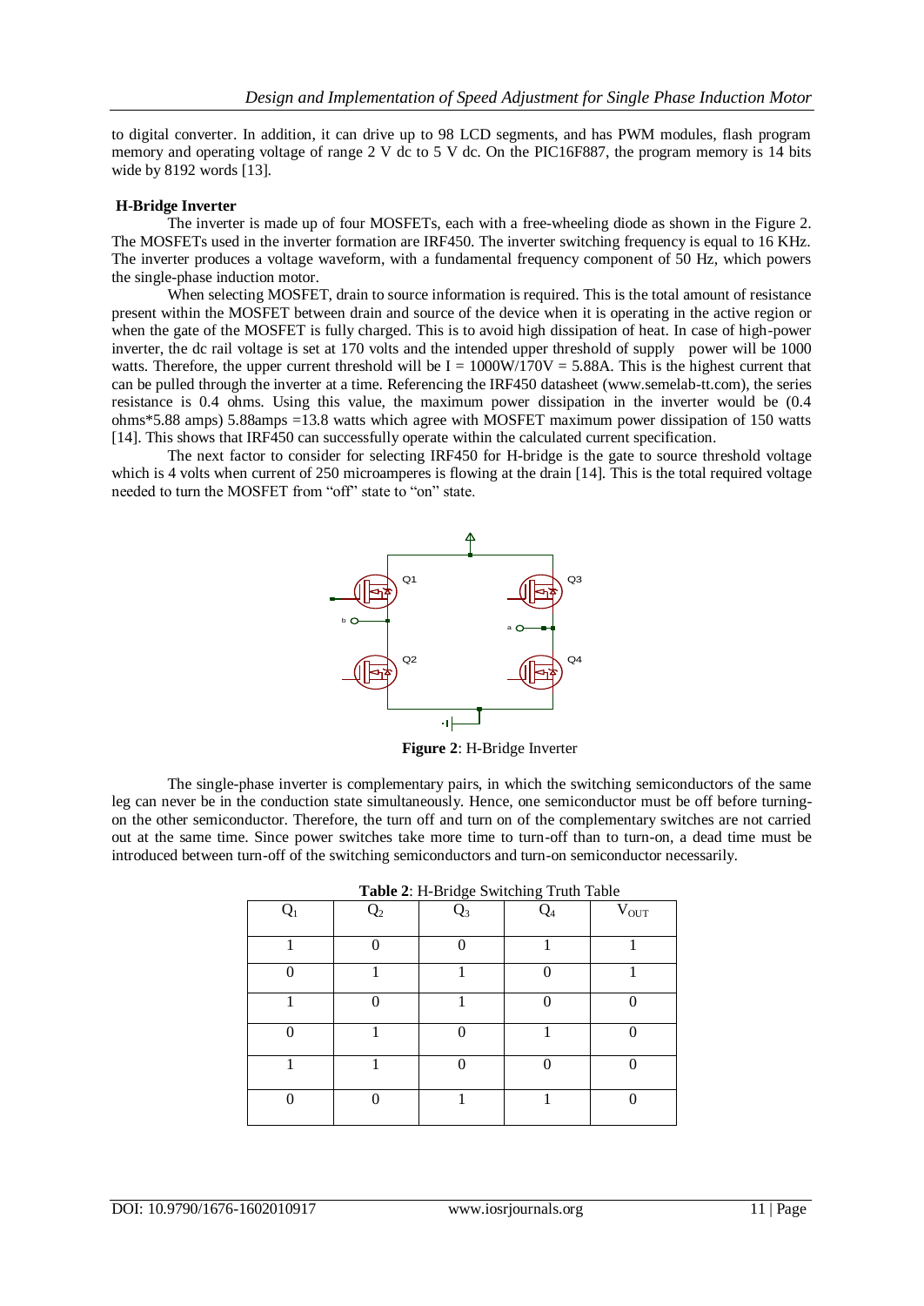to digital converter. In addition, it can drive up to 98 LCD segments, and has PWM modules, flash program memory and operating voltage of range 2 V dc to 5 V dc. On the PIC16F887, the program memory is 14 bits wide by 8192 words [13].

### H-Bridge Inverter

The inverter is made up of four MOSFETs, each with a free-wheeling diode as shown in the Figure 2. The MOSFETs used in the inverter formation are IRF450. The inverter switching frequency is equal to 16 KHz. The inverter produces a voltage waveform, with a fundamental frequency component of 50 Hz, which powers the single-phase induction motor.

When selecting MOSFET, drain to source information is required. This is the total amount of resistance present within the MOSFET between drain and source of the device when it is operating in the active region or when the gate of the MOSFET is fully charged. This is to avoid high dissipation of heat. In case of high-power inverter, the dc rail voltage is set at 170 volts and the intended upper threshold of supply power will be 1000 watts. Therefore, the upper current threshold will be I = 1000W/170V = 5.88A. This is the highest current that can be pulled through the inverter at a time. Referencing the IRF450 datasheet (www.semelab-tt.com), the series resistance is 0.4 ohms. Using this value, the maximum power dissipation in the inverter would be (0.4 ohms*5.88 amps) 5.88amps =13.8 watts which agree with MOSFET maximum power dissipation of 150 watts [14]. This shows that IRF450 can successfully operate within the calculated current specification.

The next factor to consider for selecting IRF450 for H-bridge is the gate to source threshold voltage which is 4 volts when current of 250 microamperes is flowing at the drain [14]. This is the total required voltage needed to turn the MOSFET from "off" state to "on" state.

**Figure 2**: H-Bridge Inverter

The single-phase inverter is complementary pairs, in which the switching semiconductors of the same leg can never be in the conduction state simultaneously. Hence, one semiconductor must be off before turning-on the other semiconductor. Therefore, the turn off and turn on of the complementary switches are not carried out at the same time. Since power switches take more time to turn-off than to turn-on, a dead time must be introduced between turn-off of the switching semiconductors and turn-on semiconductor necessarily.

**Table 2**: H-Bridge Switching Truth Table

| $Q_1$ | $Q_2$ | $Q_3$ | $Q_4$ | $V_{OUT}$ |
|---|---|---|---|---|
| 1 | 0 | 0 | 1 | 1 |
| 0 | 1 | 1 | 0 | 1 |
| 1 | 0 | 1 | 0 | 0 |
| 0 | 1 | 0 | 1 | 0 |
| 1 | 1 | 0 | 0 | 0 |
| 0 | 0 | 1 | 1 | 0 |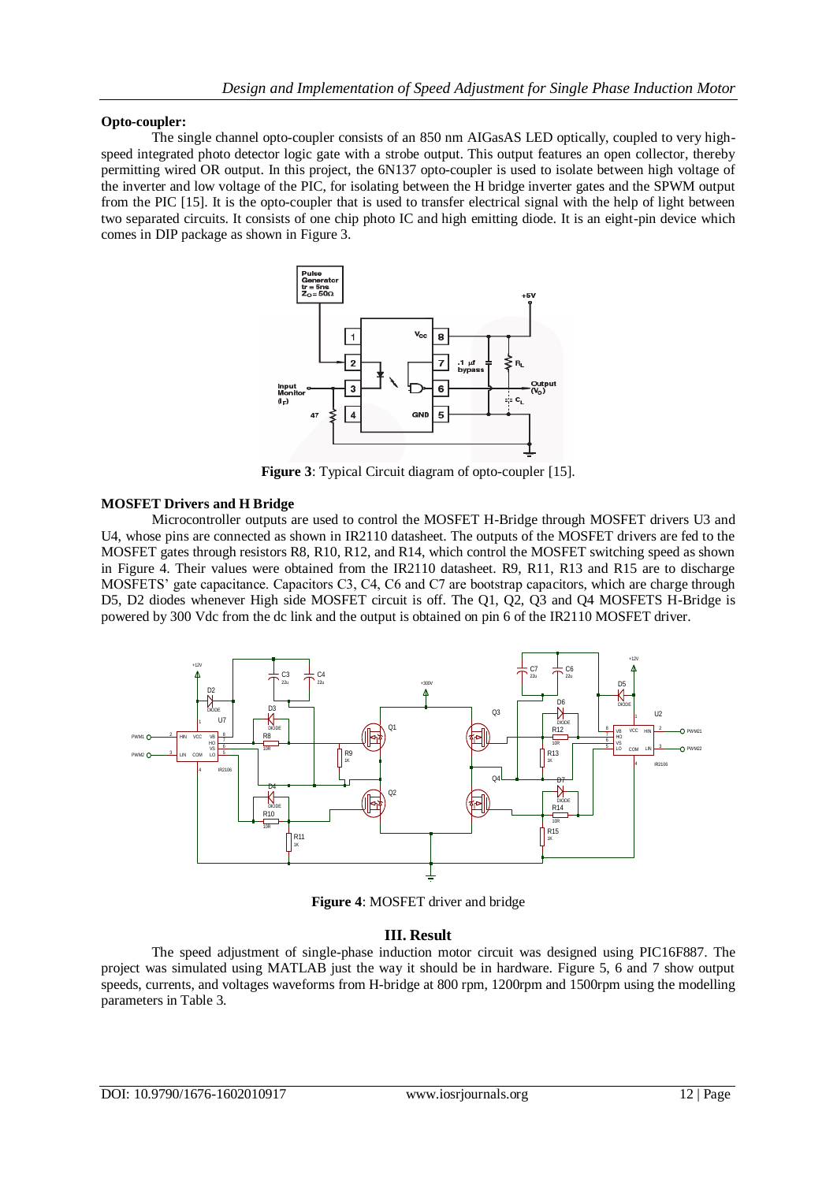**Opto-coupler:**

The single channel opto-coupler consists of an 850 nm AIGasAS LED optically, coupled to very high-speed integrated photo detector logic gate with a strobe output. This output features an open collector, thereby permitting wired OR output. In this project, the 6N137 opto-coupler is used to isolate between high voltage of the inverter and low voltage of the PIC, for isolating between the H bridge inverter gates and the SPWM output from the PIC [15]. It is the opto-coupler that is used to transfer electrical signal with the help of light between two separated circuits. It consists of one chip photo IC and high emitting diode. It is an eight-pin device which comes in DIP package as shown in Figure 3.

**Figure 3**: Typical Circuit diagram of opto-coupler [15].

**MOSFET Drivers and H Bridge**

Microcontroller outputs are used to control the MOSFET H-Bridge through MOSFET drivers U3 and U4, whose pins are connected as shown in IR2110 datasheet. The outputs of the MOSFET drivers are fed to the MOSFET gates through resistors R8, R10, R12, and R14, which control the MOSFET switching speed as shown in Figure 4. Their values were obtained from the IR2110 datasheet. R9, R11, R13 and R15 are to discharge MOSFETS' gate capacitance. Capacitors C3, C4, C6 and C7 are bootstrap capacitors, which are charge through D5, D2 diodes whenever High side MOSFET circuit is off. The Q1, Q2, Q3 and Q4 MOSFETS H-Bridge is powered by 300 Vdc from the dc link and the output is obtained on pin 6 of the IR2110 MOSFET driver.

**Figure 4**: MOSFET driver and bridge

## III. Result

The speed adjustment of single-phase induction motor circuit was designed using PIC16F887. The project was simulated using MATLAB just the way it should be in hardware. Figure 5, 6 and 7 show output speeds, currents, and voltages waveforms from H-bridge at 800 rpm, 1200rpm and 1500rpm using the modelling parameters in Table 3.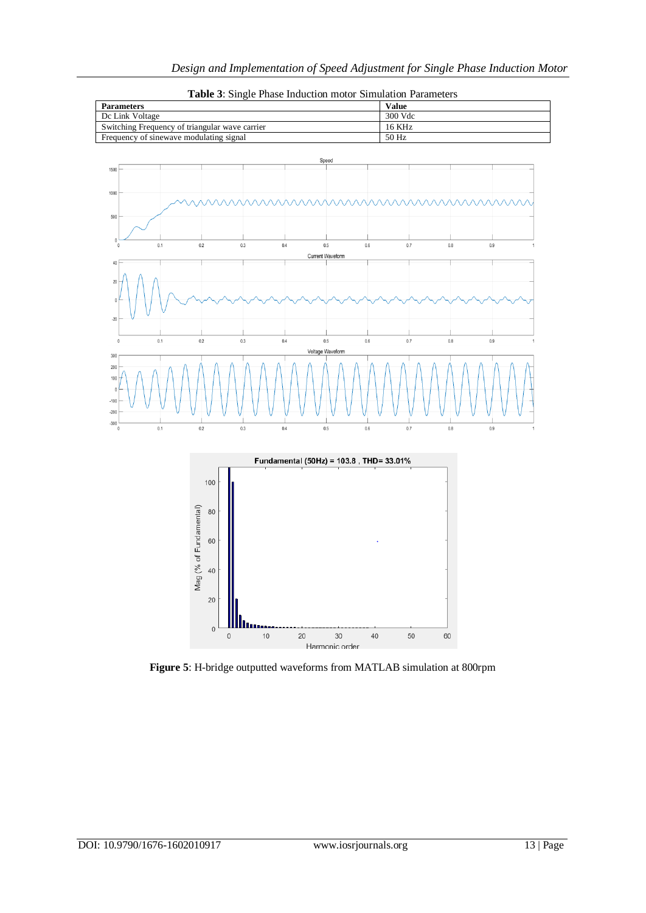**Table 3**: Single Phase Induction motor Simulation Parameters

| Parameters | Value |
| --- | --- |
| Dc Link Voltage | 300 Vdc |
| Switching Frequency of triangular wave carrier | 16 KHz |
| Frequency of sinewave modulating signal | 50 Hz |

**Figure 5**: H-bridge outputted waveforms from MATLAB simulation at 800rpm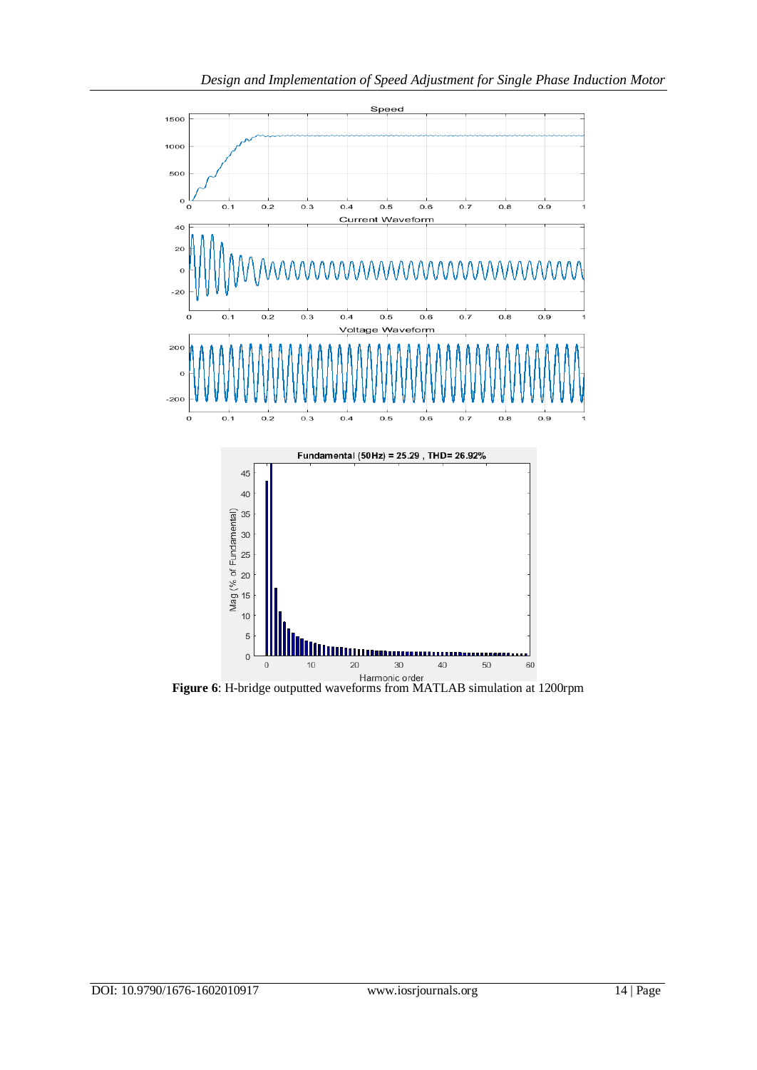**Figure 6**: H-bridge outputted waveforms from MATLAB simulation at 1200rpm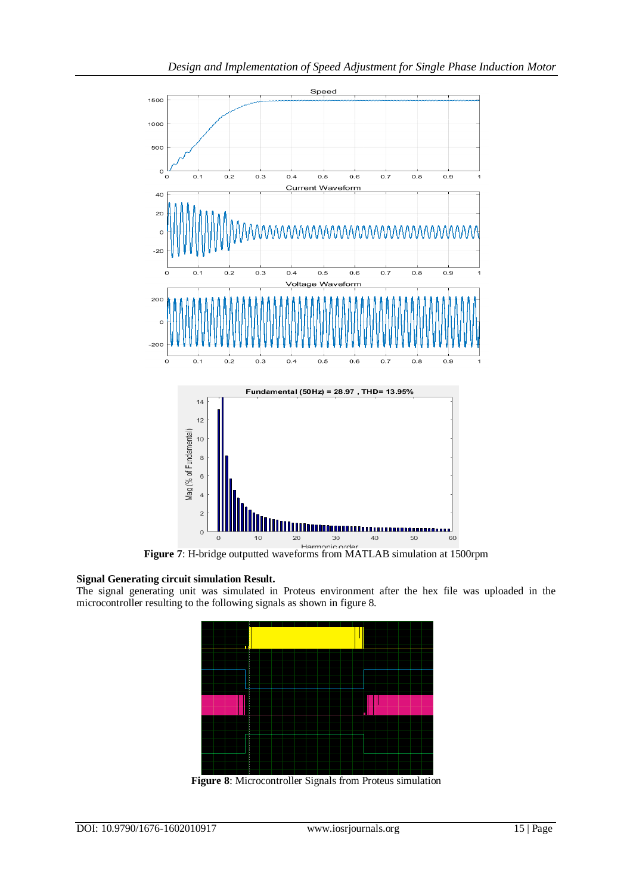**Figure 7**: H-bridge outputted waveforms from MATLAB simulation at 1500rpm

**Signal Generating circuit simulation Result.**

The signal generating unit was simulated in Proteus environment after the hex file was uploaded in the microcontroller resulting to the following signals as shown in figure 8.

**Figure 8**: Microcontroller Signals from Proteus simulation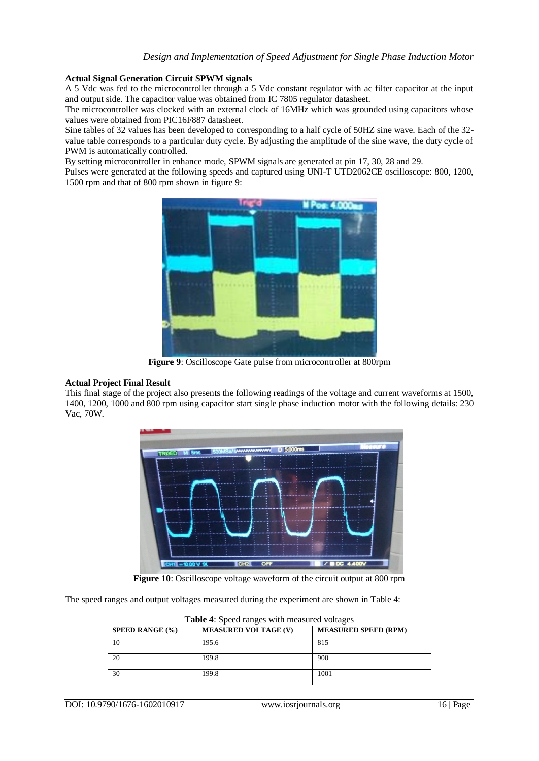**Actual Signal Generation Circuit SPWM signals**

A 5 Vdc was fed to the microcontroller through a 5 Vdc constant regulator with ac filter capacitor at the input and output side. The capacitor value was obtained from IC 7805 regulator datasheet.

The microcontroller was clocked with an external clock of 16MHz which was grounded using capacitors whose values were obtained from PIC16F887 datasheet.

Sine tables of 32 values has been developed to corresponding to a half cycle of 50HZ sine wave. Each of the 32-value table corresponds to a particular duty cycle. By adjusting the amplitude of the sine wave, the duty cycle of PWM is automatically controlled.

By setting microcontroller in enhance mode, SPWM signals are generated at pin 17, 30, 28 and 29.

Pulses were generated at the following speeds and captured using UNI-T UTD2062CE oscilloscope: 800, 1200, 1500 rpm and that of 800 rpm shown in figure 9:

**Figure 9**: Oscilloscope Gate pulse from microcontroller at 800rpm

**Actual Project Final Result**

This final stage of the project also presents the following readings of the voltage and current waveforms at 1500, 1400, 1200, 1000 and 800 rpm using capacitor start single phase induction motor with the following details: 230 Vac, 70W.

**Figure 10**: Oscilloscope voltage waveform of the circuit output at 800 rpm

The speed ranges and output voltages measured during the experiment are shown in Table 4:

**Table 4**: Speed ranges with measured voltages

| SPEED RANGE (%) | MEASURED VOLTAGE (V) | MEASURED SPEED (RPM) |
|---|---|---|
| 10 | 195.6 | 815 |
| 20 | 199.8 | 900 |
| 30 | 199.8 | 1001 |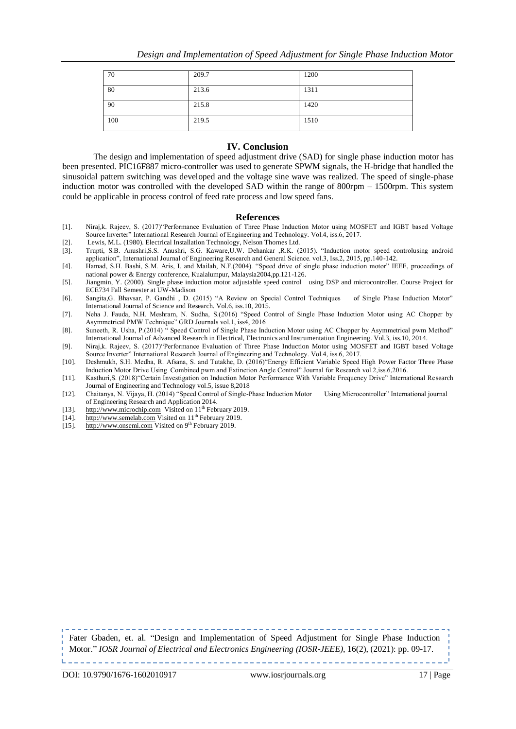| | | |
|---|---|---|
| 70 | 209.7 | 1200 |
| 80 | 213.6 | 1311 |
| 90 | 215.8 | 1420 |
| 100 | 219.5 | 1510 |

## IV. Conclusion

The design and implementation of speed adjustment drive (SAD) for single phase induction motor has been presented. PIC16F887 micro-controller was used to generate SPWM signals, the H-bridge that handled the sinusoidal pattern switching was developed and the voltage sine wave was realized. The speed of single-phase induction motor was controlled with the developed SAD within the range of 800rpm – 1500rpm. This system could be applicable in process control of feed rate process and low speed fans.

## References

[1]. Niraj,k. Rajeev, S. (2017)"Performance Evaluation of Three Phase Induction Motor using MOSFET and IGBT based Voltage Source Inverter" International Research Journal of Engineering and Technology. Vol.4, iss.6, 2017.

[2]. Lewis, M.L. (1980). Electrical Installation Technology, Nelson Thornes Ltd.

[3]. Trupti, S.B. Anushri,S.S. Anushri, S.G. Kaware,U.W. Dehankar ,R.K. (2015). "Induction motor speed controlusing android application", International Journal of Engineering Research and General Science. vol.3, Iss.2, 2015, pp.140-142.

[4]. Hamad, S.H. Bashi, S.M. Aris, I. and Mailah, N.F.(2004). "Speed drive of single phase induction motor" IEEE, proceedings of national power & Energy conference, Kualalumpur, Malaysia2004,pp.121-126.

[5]. Jiangmin, Y. (2000). Single phase induction motor adjustable speed control using DSP and microcontroller. Course Project for ECE734 Fall Semester at UW-Madison

[6]. Sangita,G. Bhavsar, P. Gandhi , D. (2015) "A Review on Special Control Techniques of Single Phase Induction Motor" International Journal of Science and Research. Vol.6, iss.10, 2015.

[7]. Neha J. Fauda, N.H. Meshram, N. Sudha, S.(2016) "Speed Control of Single Phase Induction Motor using AC Chopper by Asymmetrical PMW Technique" GRD Journals vol.1, iss4, 2016

[8]. Suneeth, R. Usha, P.(2014) " Speed Control of Single Phase Induction Motor using AC Chopper by Asymmetrical pwm Method" International Journal of Advanced Research in Electrical, Electronics and Instrumentation Engineering. Vol.3, iss.10, 2014.

[9]. Niraj,k. Rajeev, S. (2017)"Performance Evaluation of Three Phase Induction Motor using MOSFET and IGBT based Voltage Source Inverter" International Research Journal of Engineering and Technology. Vol.4, iss.6, 2017.

[10]. Deshmukh, S.H. Medha, R. Afsana, S. and Tutakhe, D. (2016)"Energy Efficient Variable Speed High Power Factor Three Phase Induction Motor Drive Using Combined pwm and Extinction Angle Control" Journal for Research vol.2,iss.6,2016.

[11]. Kasthuri,S. (2018)"Certain Investigation on Induction Motor Performance With Variable Frequency Drive" International Research Journal of Engineering and Technology vol.5, issue 8,2018

[12]. Chaitanya, N. Vijaya, H. (2014) "Speed Control of Single-Phase Induction Motor Using Microcontroller" International journal of Engineering Research and Application 2014.

[13]. http://www.microchip.com Visited on 11th February 2019.

[14]. http://www.semelab.com Visited on 11th February 2019.

[15]. http://www.onsemi.com Visited on 9th February 2019.

Fater Gbaden, et. al. "Design and Implementation of Speed Adjustment for Single Phase Induction Motor." *IOSR Journal of Electrical and Electronics Engineering (IOSR-JEEE)*, 16(2), (2021): pp. 09-17.